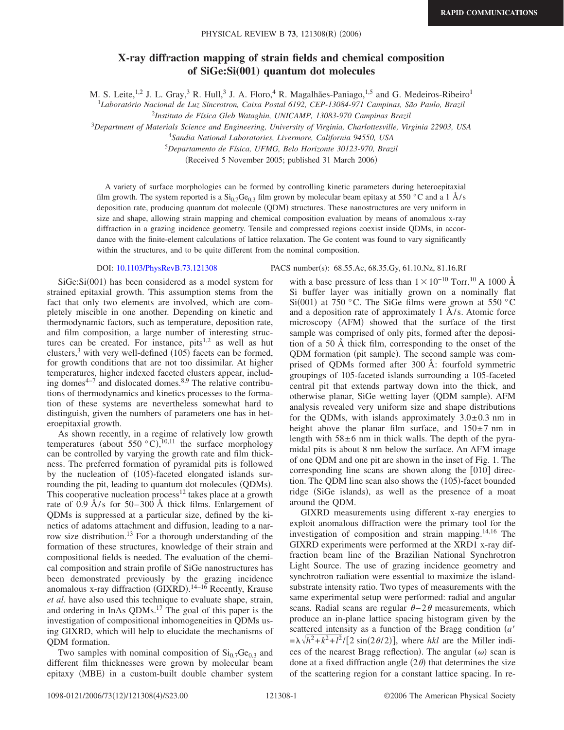RAPID COMMUNICATIONS

# X-ray diffraction mapping of strain fields and chemical composition of SiGe:Si(001) quantum dot molecules

M. S. Leite,[1,2] J. L. Gray,[3] R. Hull,[3] J. A. Floro,[4] R. Magalhães-Paniago,[1,5] and G. Medeiros-Ribeiro[1]

[1]*Laboratório Nacional de Luz Síncrotron, Caixa Postal 6192, CEP-13084-971 Campinas, São Paulo, Brazil*
[2]*Instituto de Física Gleb Wataghin, UNICAMP, 13083-970 Campinas Brazil*
[3]*Department of Materials Science and Engineering, University of Virginia, Charlottesville, Virginia 22903, USA*
[4]*Sandia National Laboratories, Livermore, California 94550, USA*
[5]*Departamento de Física, UFMG, Belo Horizonte 30123-970, Brazil*

(Received 5 November 2005; published 31 March 2006)

A variety of surface morphologies can be formed by controlling kinetic parameters during heteroepitaxial film growth. The system reported is a $Si_{0.7}Ge_{0.3}$ film grown by molecular beam epitaxy at 550 °C and a 1 Å/s deposition rate, producing quantum dot molecule (QDM) structures. These nanostructures are very uniform in size and shape, allowing strain mapping and chemical composition evaluation by means of anomalous x-ray diffraction in a grazing incidence geometry. Tensile and compressed regions coexist inside QDMs, in accordance with the finite-element calculations of lattice relaxation. The Ge content was found to vary significantly within the structures, and to be quite different from the nominal composition.

DOI: 10.1103/PhysRevB.73.121308 PACS number(s): 68.55.Ac, 68.35.Gy, 61.10.Nz, 81.16.Rf

SiGe:Si(001) has been considered as a model system for strained epitaxial growth. This assumption stems from the fact that only two elements are involved, which are completely miscible in one another. Depending on kinetic and thermodynamic factors, such as temperature, deposition rate, and film composition, a large number of interesting structures can be created. For instance, pits[1,2] as well as hut clusters,[3] with very well-defined (105) facets can be formed, for growth conditions that are not too dissimilar. At higher temperatures, higher indexed faceted clusters appear, including domes[4–7] and dislocated domes.[8,9] The relative contributions of thermodynamics and kinetics processes to the formation of these systems are nevertheless somewhat hard to distinguish, given the numbers of parameters one has in heteroepitaxial growth.

As shown recently, in a regime of relatively low growth temperatures (about 550 °C),[10,11] the surface morphology can be controlled by varying the growth rate and film thickness. The preferred formation of pyramidal pits is followed by the nucleation of (105)-faceted elongated islands surrounding the pit, leading to quantum dot molecules (QDMs). This cooperative nucleation process[12] takes place at a growth rate of 0.9 Å/s for 50–300 Å thick films. Enlargement of QDMs is suppressed at a particular size, defined by the kinetics of adatoms attachment and diffusion, leading to a narrow size distribution.[13] For a thorough understanding of the formation of these structures, knowledge of their strain and compositional fields is needed. The evaluation of the chemical composition and strain profile of SiGe nanostructures has been demonstrated previously by the grazing incidence anomalous x-ray diffraction (GIXRD).[14–16] Recently, Krause *et al.* have also used this technique to evaluate shape, strain, and ordering in InAs QDMs.[17] The goal of this paper is the investigation of compositional inhomogeneities in QDMs using GIXRD, which will help to elucidate the mechanisms of QDM formation.

Two samples with nominal composition of $Si_{0.7}Ge_{0.3}$ and different film thicknesses were grown by molecular beam epitaxy (MBE) in a custom-built double chamber system with a base pressure of less than $1\times10^{-10}$ Torr.[10] A 1000 Å Si buffer layer was initially grown on a nominally flat Si(001) at 750 °C. The SiGe films were grown at 550 °C and a deposition rate of approximately 1 Å/s. Atomic force microscopy (AFM) showed that the surface of the first sample was comprised of only pits, formed after the deposition of a 50 Å thick film, corresponding to the onset of the QDM formation (pit sample). The second sample was comprised of QDMs formed after 300 Å: fourfold symmetric groupings of 105-faceted islands surrounding a 105-faceted central pit that extends partway down into the thick, and otherwise planar, SiGe wetting layer (QDM sample). AFM analysis revealed very uniform size and shape distributions for the QDMs, with islands approximately $3.0\pm0.3$ nm in height above the planar film surface, and $150\pm7$ nm in length with $58\pm6$ nm in thick walls. The depth of the pyramidal pits is about 8 nm below the surface. An AFM image of one QDM and one pit are shown in the inset of Fig. 1. The corresponding line scans are shown along the [010] direction. The QDM line scan also shows the (105)-facet bounded ridge (SiGe islands), as well as the presence of a moat around the QDM.

GIXRD measurements using different x-ray energies to exploit anomalous diffraction were the primary tool for the investigation of composition and strain mapping.[14,16] The GIXRD experiments were performed at the XRD1 x-ray diffraction beam line of the Brazilian National Synchrotron Light Source. The use of grazing incidence geometry and synchrotron radiation were essential to maximize the island-substrate intensity ratio. Two types of measurements with the same experimental setup were performed: radial and angular scans. Radial scans are regular $\theta-2\theta$ measurements, which produce an in-plane lattice spacing histogram given by the scattered intensity as a function of the Bragg condition ($a'=\lambda\sqrt{h^2+k^2+l^2}/[2\sin(2\theta/2)]$, where $hkl$ are the Miller indices of the nearest Bragg reflection). The angular ($\omega$) scan is done at a fixed diffraction angle ($2\theta$) that determines the size of the scattering region for a constant lattice spacing. In re-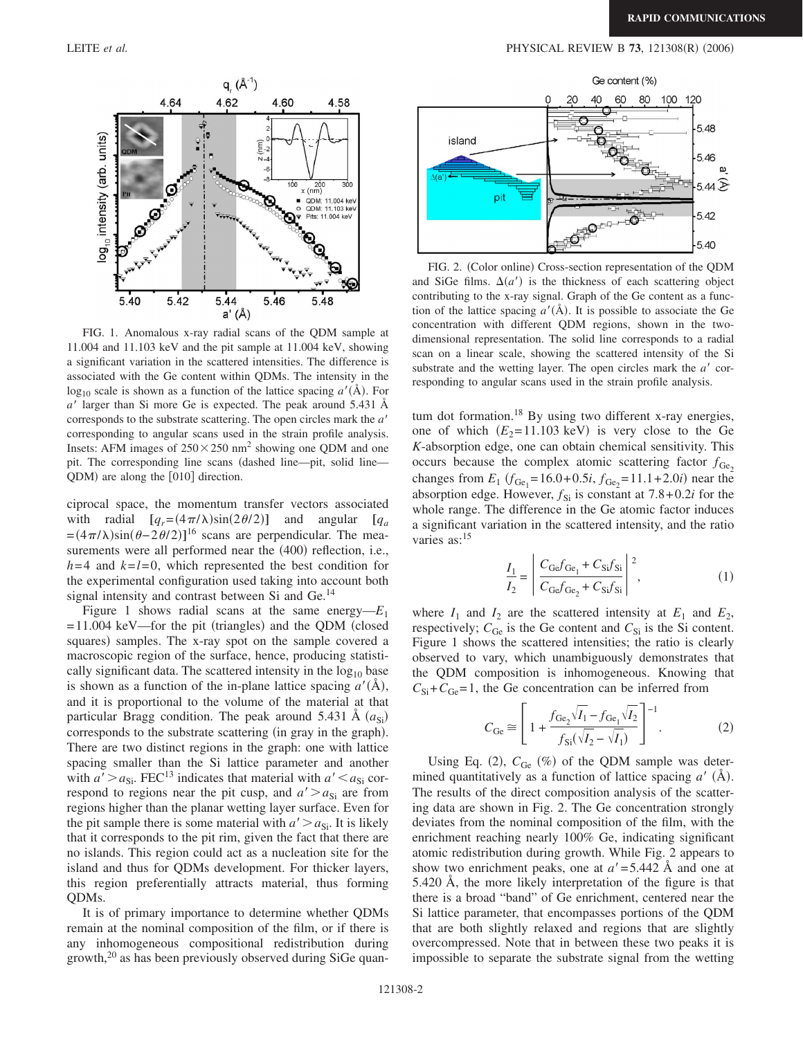FIG. 1. Anomalous x-ray radial scans of the QDM sample at 11.004 and 11.103 keV and the pit sample at 11.004 keV, showing a significant variation in the scattered intensities. The difference is associated with the Ge content within QDMs. The intensity in the $\log_{10}$ scale is shown as a function of the lattice spacing $a'$(Å). For $a'$ larger than Si more Ge is expected. The peak around 5.431 Å corresponds to the substrate scattering. The open circles mark the $a'$ corresponding to angular scans used in the strain profile analysis. Insets: AFM images of $250 \times 250$ nm$^2$ showing one QDM and one pit. The corresponding line scans (dashed line—pit, solid line—QDM) are along the [010] direction.

ciprocal space, the momentum transfer vectors associated with radial $[q_r = (4\pi/\lambda)\sin(2\theta/2)]$ and angular $[q_a = (4\pi/\lambda)\sin(\theta - 2\theta/2)]$[16] scans are perpendicular. The measurements were all performed near the (400) reflection, i.e., $h=4$ and $k=l=0$, which represented the best condition for the experimental configuration used taking into account both signal intensity and contrast between Si and Ge.[14]

Figure 1 shows radial scans at the same energy—$E_1 = 11.004$ keV—for the pit (triangles) and the QDM (closed squares) samples. The x-ray spot on the sample covered a macroscopic region of the surface, hence, producing statistically significant data. The scattered intensity in the $\log_{10}$ base is shown as a function of the in-plane lattice spacing $a'$(Å), and it is proportional to the volume of the material at that particular Bragg condition. The peak around 5.431 Å ($a_{\mathrm{Si}}$) corresponds to the substrate scattering (in gray in the graph). There are two distinct regions in the graph: one with lattice spacing smaller than the Si lattice parameter and another with $a' > a_{\mathrm{Si}}$. FEC[13] indicates that material with $a' < a_{\mathrm{Si}}$ correspond to regions near the pit cusp, and $a' > a_{\mathrm{Si}}$ are from regions higher than the planar wetting layer surface. Even for the pit sample there is some material with $a' > a_{\mathrm{Si}}$. It is likely that it corresponds to the pit rim, given the fact that there are no islands. This region could act as a nucleation site for the island and thus for QDMs development. For thicker layers, this region preferentially attracts material, thus forming QDMs.

It is of primary importance to determine whether QDMs remain at the nominal composition of the film, or if there is any inhomogeneous compositional redistribution during growth,[20] as has been previously observed during SiGe quantum dot formation.[18] By using two different x-ray energies, one of which ($E_2 = 11.103$ keV) is very close to the Ge $K$-absorption edge, one can obtain chemical sensitivity. This occurs because the complex atomic scattering factor $f_{\mathrm{Ge}_2}$ changes from $E_1$ ($f_{\mathrm{Ge}_1} = 16.0 + 0.5i$, $f_{\mathrm{Ge}_2} = 11.1 + 2.0i$) near the absorption edge. However, $f_{\mathrm{Si}}$ is constant at $7.8 + 0.2i$ for the whole range. The difference in the Ge atomic factor induces a significant variation in the scattered intensity, and the ratio varies as:[15]

$$\frac{I_1}{I_2} = \left| \frac{C_{\mathrm{Ge}} f_{\mathrm{Ge}_1} + C_{\mathrm{Si}} f_{\mathrm{Si}}}{C_{\mathrm{Ge}} f_{\mathrm{Ge}_2} + C_{\mathrm{Si}} f_{\mathrm{Si}}} \right|^2, \tag{1}$$

where $I_1$ and $I_2$ are the scattered intensity at $E_1$ and $E_2$, respectively; $C_{\mathrm{Ge}}$ is the Ge content and $C_{\mathrm{Si}}$ is the Si content. Figure 1 shows the scattered intensities; the ratio is clearly observed to vary, which unambiguously demonstrates that the QDM composition is inhomogeneous. Knowing that $C_{\mathrm{Si}} + C_{\mathrm{Ge}} = 1$, the Ge concentration can be inferred from

$$C_{\mathrm{Ge}} \cong \left[ 1 + \frac{f_{\mathrm{Ge}_2}\sqrt{I_1} - f_{\mathrm{Ge}_1}\sqrt{I_2}}{f_{\mathrm{Si}}(\sqrt{I_2} - \sqrt{I_1})} \right]^{-1}. \tag{2}$$

Using Eq. (2), $C_{\mathrm{Ge}}$ (%) of the QDM sample was determined quantitatively as a function of lattice spacing $a'$ (Å). The results of the direct composition analysis of the scattering data are shown in Fig. 2. The Ge concentration strongly deviates from the nominal composition of the film, with the enrichment reaching nearly 100% Ge, indicating significant atomic redistribution during growth. While Fig. 2 appears to show two enrichment peaks, one at $a' = 5.442$ Å and one at 5.420 Å, the more likely interpretation of the figure is that there is a broad "band" of Ge enrichment, centered near the Si lattice parameter, that encompasses portions of the QDM that are both slightly relaxed and regions that are slightly overcompressed. Note that in between these two peaks it is impossible to separate the substrate signal from the wetting

FIG. 2. (Color online) Cross-section representation of the QDM and SiGe films. $\Delta(a')$ is the thickness of each scattering object contributing to the x-ray signal. Graph of the Ge content as a function of the lattice spacing $a'$(Å). It is possible to associate the Ge concentration with different QDM regions, shown in the two-dimensional representation. The solid line corresponds to a radial scan on a linear scale, showing the scattered intensity of the Si substrate and the wetting layer. The open circles mark the $a'$ corresponding to angular scans used in the strain profile analysis.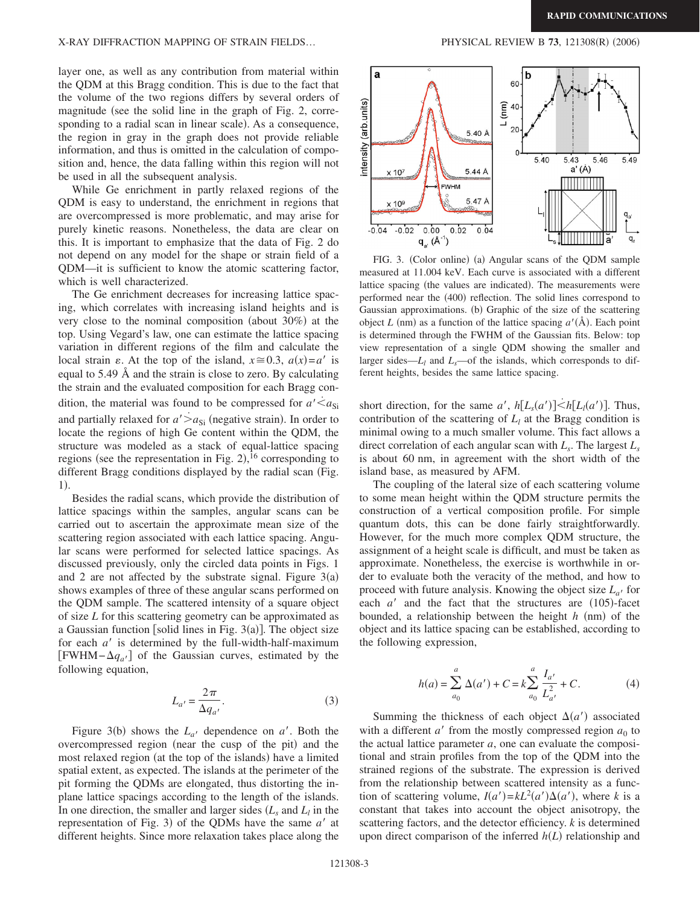layer one, as well as any contribution from material within the QDM at this Bragg condition. This is due to the fact that the volume of the two regions differs by several orders of magnitude (see the solid line in the graph of Fig. 2, corresponding to a radial scan in linear scale). As a consequence, the region in gray in the graph does not provide reliable information, and thus is omitted in the calculation of composition and, hence, the data falling within this region will not be used in all the subsequent analysis.

While Ge enrichment in partly relaxed regions of the QDM is easy to understand, the enrichment in regions that are overcompressed is more problematic, and may arise for purely kinetic reasons. Nonetheless, the data are clear on this. It is important to emphasize that the data of Fig. 2 do not depend on any model for the shape or strain field of a QDM—it is sufficient to know the atomic scattering factor, which is well characterized.

The Ge enrichment decreases for increasing lattice spacing, which correlates with increasing island heights and is very close to the nominal composition (about 30%) at the top. Using Vegard's law, one can estimate the lattice spacing variation in different regions of the film and calculate the local strain $\varepsilon$. At the top of the island, $x \cong 0.3$, $a(x) = a'$ is equal to 5.49 Å and the strain is close to zero. By calculating the strain and the evaluated composition for each Bragg condition, the material was found to be compressed for $a' \lessdot a_{\text{Si}}$ and partially relaxed for $a' \gtrdot a_{\text{Si}}$ (negative strain). In order to locate the regions of high Ge content within the QDM, the structure was modeled as a stack of equal-lattice spacing regions (see the representation in Fig. 2),[16] corresponding to different Bragg conditions displayed by the radial scan (Fig. 1).

Besides the radial scans, which provide the distribution of lattice spacings within the samples, angular scans can be carried out to ascertain the approximate mean size of the scattering region associated with each lattice spacing. Angular scans were performed for selected lattice spacings. As discussed previously, only the circled data points in Figs. 1 and 2 are not affected by the substrate signal. Figure 3(a) shows examples of three of these angular scans performed on the QDM sample. The scattered intensity of a square object of size $L$ for this scattering geometry can be approximated as a Gaussian function [solid lines in Fig. 3(a)]. The object size for each $a'$ is determined by the full-width-half-maximum [FWHM$-\Delta q_{a'}$] of the Gaussian curves, estimated by the following equation,

$$L_{a'} = \frac{2\pi}{\Delta q_{a'}}. \tag{3}$$

Figure 3(b) shows the $L_{a'}$ dependence on $a'$. Both the overcompressed region (near the cusp of the pit) and the most relaxed region (at the top of the islands) have a limited spatial extent, as expected. The islands at the perimeter of the pit forming the QDMs are elongated, thus distorting the in-plane lattice spacings according to the length of the islands. In one direction, the smaller and larger sides ($L_s$ and $L_l$ in the representation of Fig. 3) of the QDMs have the same $a'$ at different heights. Since more relaxation takes place along the short direction, for the same $a'$, $h[L_s(a')] \lessdot h[L_l(a')]$. Thus, contribution of the scattering of $L_l$ at the Bragg condition is minimal owing to a much smaller volume. This fact allows a direct correlation of each angular scan with $L_s$. The largest $L_s$ is about 60 nm, in agreement with the short width of the island base, as measured by AFM.

FIG. 3. (Color online) (a) Angular scans of the QDM sample measured at 11.004 keV. Each curve is associated with a different lattice spacing (the values are indicated). The measurements were performed near the (400) reflection. The solid lines correspond to Gaussian approximations. (b) Graphic of the size of the scattering object $L$ (nm) as a function of the lattice spacing $a'$(Å). Each point is determined through the FWHM of the Gaussian fits. Below: top view representation of a single QDM showing the smaller and larger sides—$L_l$ and $L_s$—of the islands, which corresponds to different heights, besides the same lattice spacing.

The coupling of the lateral size of each scattering volume to some mean height within the QDM structure permits the construction of a vertical composition profile. For simple quantum dots, this can be done fairly straightforwardly. However, for the much more complex QDM structure, the assignment of a height scale is difficult, and must be taken as approximate. Nonetheless, the exercise is worthwhile in order to evaluate both the veracity of the method, and how to proceed with future analysis. Knowing the object size $L_{a'}$ for each $a'$ and the fact that the structures are (105)-facet bounded, a relationship between the height $h$ (nm) of the object and its lattice spacing can be established, according to the following expression,

$$h(a) = \sum_{a_0}^{a} \Delta(a') + C = k \sum_{a_0}^{a} \frac{I_{a'}}{L_{a'}^2} + C. \tag{4}$$

Summing the thickness of each object $\Delta(a')$ associated with a different $a'$ from the mostly compressed region $a_0$ to the actual lattice parameter $a$, one can evaluate the compositional and strain profiles from the top of the QDM into the strained regions of the substrate. The expression is derived from the relationship between scattered intensity as a function of scattering volume, $I(a') = kL^2(a')\Delta(a')$, where $k$ is a constant that takes into account the object anisotropy, the scattering factors, and the detector efficiency. $k$ is determined upon direct comparison of the inferred $h(L)$ relationship and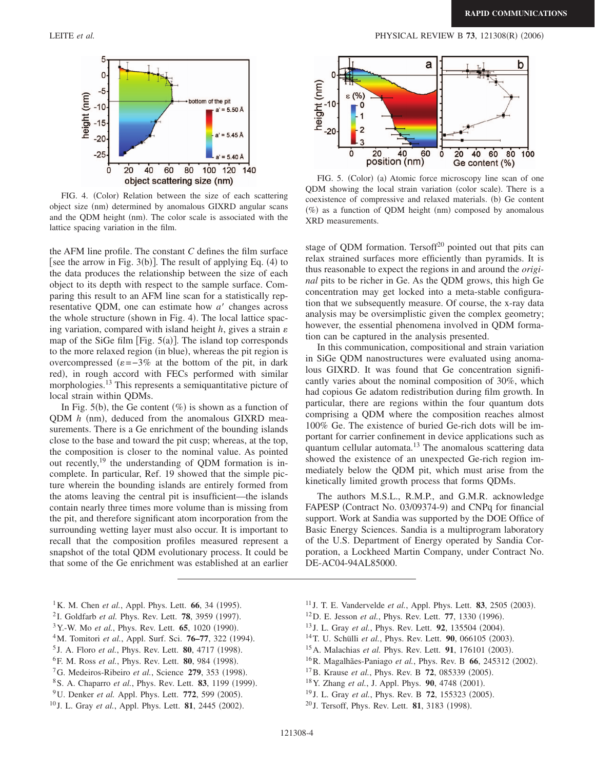height (nm)
5
0
-5
-10
-15
-20
-25
0 20 40 60 80 100 120 140
object scattering size (nm)
bottom of the pit
a' = 5.50 Å
a' = 5.45 Å
a' = 5.40 Å

FIG. 4. (Color) Relation between the size of each scattering object size (nm) determined by anomalous GIXRD angular scans and the QDM height (nm). The color scale is associated with the lattice spacing variation in the film.

a
b
height (nm)
0
-10
-20
ε (%)
0
1
2
3
0 20 40 60
position (nm)
0 20 40 60 80 100
Ge content (%)

FIG. 5. (Color) (a) Atomic force microscopy line scan of one QDM showing the local strain variation (color scale). There is a coexistence of compressive and relaxed materials. (b) Ge content (%) as a function of QDM height (nm) composed by anomalous XRD measurements.

the AFM line profile. The constant $C$ defines the film surface [see the arrow in Fig. 3(b)]. The result of applying Eq. (4) to the data produces the relationship between the size of each object to its depth with respect to the sample surface. Comparing this result to an AFM line scan for a statistically representative QDM, one can estimate how $a'$ changes across the whole structure (shown in Fig. 4). The local lattice spacing variation, compared with island height $h$, gives a strain $\varepsilon$ map of the SiGe film [Fig. 5(a)]. The island top corresponds to the more relaxed region (in blue), whereas the pit region is overcompressed ($\varepsilon = -3\%$ at the bottom of the pit, in dark red), in rough accord with FECs performed with similar morphologies.[13] This represents a semiquantitative picture of local strain within QDMs.

In Fig. 5(b), the Ge content (%) is shown as a function of QDM $h$ (nm), deduced from the anomalous GIXRD measurements. There is a Ge enrichment of the bounding islands close to the base and toward the pit cusp; whereas, at the top, the composition is closer to the nominal value. As pointed out recently,[19] the understanding of QDM formation is incomplete. In particular, Ref. 19 showed that the simple picture wherein the bounding islands are entirely formed from the atoms leaving the central pit is insufficient—the islands contain nearly three times more volume than is missing from the pit, and therefore significant atom incorporation from the surrounding wetting layer must also occur. It is important to recall that the composition profiles measured represent a snapshot of the total QDM evolutionary process. It could be that some of the Ge enrichment was established at an earlier stage of QDM formation. Tersoff[20] pointed out that pits can relax strained surfaces more efficiently than pyramids. It is thus reasonable to expect the regions in and around the *original* pits to be richer in Ge. As the QDM grows, this high Ge concentration may get locked into a meta-stable configuration that we subsequently measure. Of course, the x-ray data analysis may be oversimplistic given the complex geometry; however, the essential phenomena involved in QDM formation can be captured in the analysis presented.

In this communication, compositional and strain variation in SiGe QDM nanostructures were evaluated using anomalous GIXRD. It was found that Ge concentration significantly varies about the nominal composition of 30%, which had copious Ge adatom redistribution during film growth. In particular, there are regions within the four quantum dots comprising a QDM where the composition reaches almost 100% Ge. The existence of buried Ge-rich dots will be important for carrier confinement in device applications such as quantum cellular automata.[13] The anomalous scattering data showed the existence of an unexpected Ge-rich region immediately below the QDM pit, which must arise from the kinetically limited growth process that forms QDMs.

The authors M.S.L., R.M.P., and G.M.R. acknowledge FAPESP (Contract No. 03/09374-9) and CNPq for financial support. Work at Sandia was supported by the DOE Office of Basic Energy Sciences. Sandia is a multiprogram laboratory of the U.S. Department of Energy operated by Sandia Corporation, a Lockheed Martin Company, under Contract No. DE-AC04-94AL85000.

---

[1] K. M. Chen *et al.*, Appl. Phys. Lett. **66**, 34 (1995).
[2] I. Goldfarb *et al.* Phys. Rev. Lett. **78**, 3959 (1997).
[3] Y.-W. Mo *et al.*, Phys. Rev. Lett. **65**, 1020 (1990).
[4] M. Tomitori *et al.*, Appl. Surf. Sci. **76–77**, 322 (1994).
[5] J. A. Floro *et al.*, Phys. Rev. Lett. **80**, 4717 (1998).
[6] F. M. Ross *et al.*, Phys. Rev. Lett. **80**, 984 (1998).
[7] G. Medeiros-Ribeiro *et al.*, Science **279**, 353 (1998).
[8] S. A. Chaparro *et al.*, Phys. Rev. Lett. **83**, 1199 (1999).
[9] U. Denker *et al.* Appl. Phys. Lett. **772**, 599 (2005).
[10] J. L. Gray *et al.*, Appl. Phys. Lett. **81**, 2445 (2002).
[11] J. T. E. Vandervelde *et al.*, Appl. Phys. Lett. **83**, 2505 (2003).
[12] D. E. Jesson *et al.*, Phys. Rev. Lett. **77**, 1330 (1996).
[13] J. L. Gray *et al.*, Phys. Rev. Lett. **92**, 135504 (2004).
[14] T. U. Schülli *et al.*, Phys. Rev. Lett. **90**, 066105 (2003).
[15] A. Malachias *et al.* Phys. Rev. Lett. **91**, 176101 (2003).
[16] R. Magalhães-Paniago *et al.*, Phys. Rev. B **66**, 245312 (2002).
[17] B. Krause *et al.*, Phys. Rev. B **72**, 085339 (2005).
[18] Y. Zhang *et al.*, J. Appl. Phys. **90**, 4748 (2001).
[19] J. L. Gray *et al.*, Phys. Rev. B **72**, 155323 (2005).
[20] J. Tersoff, Phys. Rev. Lett. **81**, 3183 (1998).